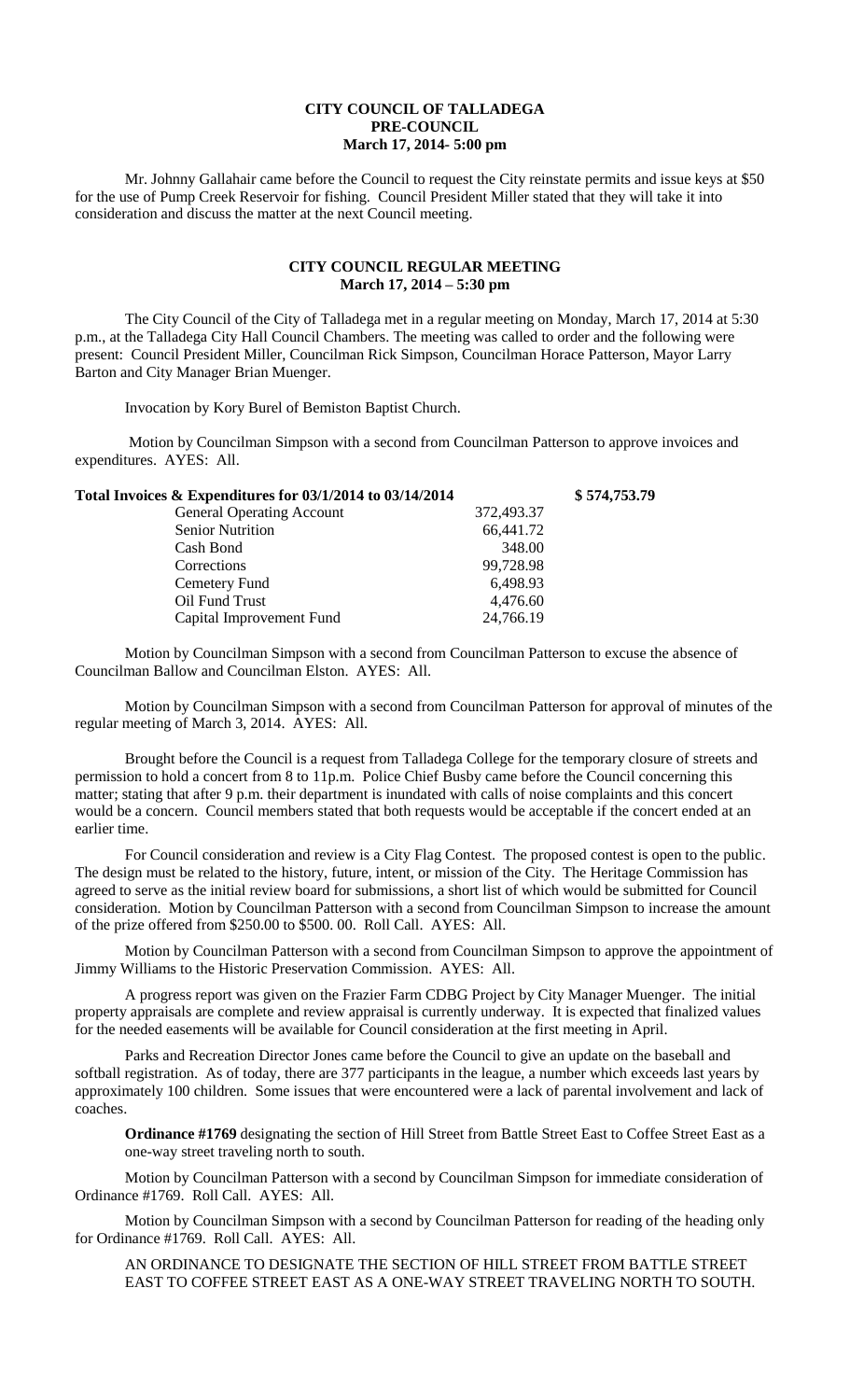# CITY COUNCIL OF TALLADEGA
## PRE-COUNCIL
### March 17, 2014- 5:00 pm

Mr. Johnny Gallahair came before the Council to request the City reinstate permits and issue keys at $50 for the use of Pump Creek Reservoir for fishing. Council President Miller stated that they will take it into consideration and discuss the matter at the next Council meeting.

## CITY COUNCIL REGULAR MEETING
### March 17, 2014 – 5:30 pm

The City Council of the City of Talladega met in a regular meeting on Monday, March 17, 2014 at 5:30 p.m., at the Talladega City Hall Council Chambers. The meeting was called to order and the following were present: Council President Miller, Councilman Rick Simpson, Councilman Horace Patterson, Mayor Larry Barton and City Manager Brian Muenger.

Invocation by Kory Burel of Bemiston Baptist Church.

Motion by Councilman Simpson with a second from Councilman Patterson to approve invoices and expenditures. AYES: All.

| **Total Invoices & Expenditures for 03/1/2014 to 03/14/2014** | | **$ 574,753.79** |
|---|---|---|
| General Operating Account | 372,493.37 | |
| Senior Nutrition | 66,441.72 | |
| Cash Bond | 348.00 | |
| Corrections | 99,728.98 | |
| Cemetery Fund | 6,498.93 | |
| Oil Fund Trust | 4,476.60 | |
| Capital Improvement Fund | 24,766.19 | |

Motion by Councilman Simpson with a second from Councilman Patterson to excuse the absence of Councilman Ballow and Councilman Elston. AYES: All.

Motion by Councilman Simpson with a second from Councilman Patterson for approval of minutes of the regular meeting of March 3, 2014. AYES: All.

Brought before the Council is a request from Talladega College for the temporary closure of streets and permission to hold a concert from 8 to 11p.m. Police Chief Busby came before the Council concerning this matter; stating that after 9 p.m. their department is inundated with calls of noise complaints and this concert would be a concern. Council members stated that both requests would be acceptable if the concert ended at an earlier time.

For Council consideration and review is a City Flag Contest. The proposed contest is open to the public. The design must be related to the history, future, intent, or mission of the City. The Heritage Commission has agreed to serve as the initial review board for submissions, a short list of which would be submitted for Council consideration. Motion by Councilman Patterson with a second from Councilman Simpson to increase the amount of the prize offered from $250.00 to $500. 00. Roll Call. AYES: All.

Motion by Councilman Patterson with a second from Councilman Simpson to approve the appointment of Jimmy Williams to the Historic Preservation Commission. AYES: All.

A progress report was given on the Frazier Farm CDBG Project by City Manager Muenger. The initial property appraisals are complete and review appraisal is currently underway. It is expected that finalized values for the needed easements will be available for Council consideration at the first meeting in April.

Parks and Recreation Director Jones came before the Council to give an update on the baseball and softball registration. As of today, there are 377 participants in the league, a number which exceeds last years by approximately 100 children. Some issues that were encountered were a lack of parental involvement and lack of coaches.

**Ordinance #1769** designating the section of Hill Street from Battle Street East to Coffee Street East as a one-way street traveling north to south.

Motion by Councilman Patterson with a second by Councilman Simpson for immediate consideration of Ordinance #1769. Roll Call. AYES: All.

Motion by Councilman Simpson with a second by Councilman Patterson for reading of the heading only for Ordinance #1769. Roll Call. AYES: All.

AN ORDINANCE TO DESIGNATE THE SECTION OF HILL STREET FROM BATTLE STREET EAST TO COFFEE STREET EAST AS A ONE-WAY STREET TRAVELING NORTH TO SOUTH.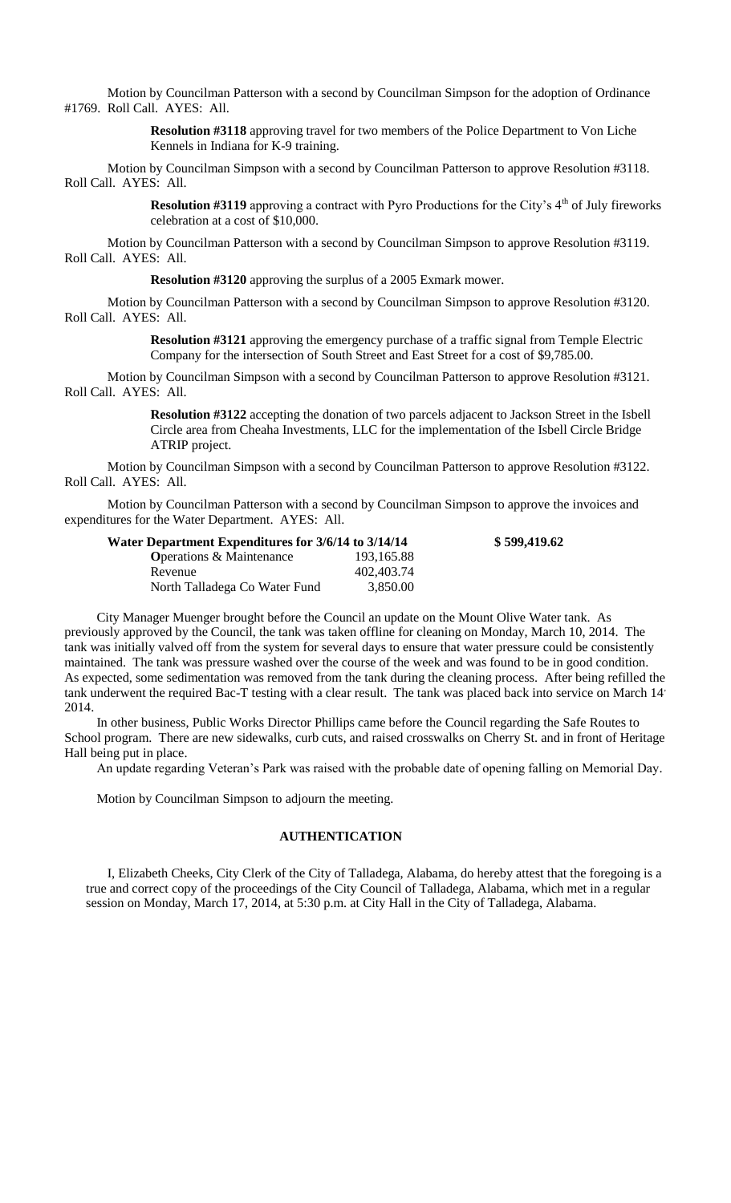Motion by Councilman Patterson with a second by Councilman Simpson for the adoption of Ordinance #1769. Roll Call. AYES: All.

> **Resolution #3118** approving travel for two members of the Police Department to Von Liche Kennels in Indiana for K-9 training.

Motion by Councilman Simpson with a second by Councilman Patterson to approve Resolution #3118. Roll Call. AYES: All.

> **Resolution #3119** approving a contract with Pyro Productions for the City's 4th of July fireworks celebration at a cost of $10,000.

Motion by Councilman Patterson with a second by Councilman Simpson to approve Resolution #3119. Roll Call. AYES: All.

> **Resolution #3120** approving the surplus of a 2005 Exmark mower.

Motion by Councilman Patterson with a second by Councilman Simpson to approve Resolution #3120. Roll Call. AYES: All.

> **Resolution #3121** approving the emergency purchase of a traffic signal from Temple Electric Company for the intersection of South Street and East Street for a cost of $9,785.00.

Motion by Councilman Simpson with a second by Councilman Patterson to approve Resolution #3121. Roll Call. AYES: All.

> **Resolution #3122** accepting the donation of two parcels adjacent to Jackson Street in the Isbell Circle area from Cheaha Investments, LLC for the implementation of the Isbell Circle Bridge ATRIP project.

Motion by Councilman Simpson with a second by Councilman Patterson to approve Resolution #3122. Roll Call. AYES: All.

Motion by Councilman Patterson with a second by Councilman Simpson to approve the invoices and expenditures for the Water Department. AYES: All.

| | | |
|---|---|---|
| **Water Department Expenditures for 3/6/14 to 3/14/14** | | **$ 599,419.62** |
| Operations & Maintenance | 193,165.88 | |
| Revenue | 402,403.74 | |
| North Talladega Co Water Fund | 3,850.00 | |

City Manager Muenger brought before the Council an update on the Mount Olive Water tank. As previously approved by the Council, the tank was taken offline for cleaning on Monday, March 10, 2014. The tank was initially valved off from the system for several days to ensure that water pressure could be consistently maintained. The tank was pressure washed over the course of the week and was found to be in good condition. As expected, some sedimentation was removed from the tank during the cleaning process. After being refilled the tank underwent the required Bac-T testing with a clear result. The tank was placed back into service on March 14, 2014.

In other business, Public Works Director Phillips came before the Council regarding the Safe Routes to School program. There are new sidewalks, curb cuts, and raised crosswalks on Cherry St. and in front of Heritage Hall being put in place.

An update regarding Veteran's Park was raised with the probable date of opening falling on Memorial Day.

Motion by Councilman Simpson to adjourn the meeting.

## AUTHENTICATION

I, Elizabeth Cheeks, City Clerk of the City of Talladega, Alabama, do hereby attest that the foregoing is a true and correct copy of the proceedings of the City Council of Talladega, Alabama, which met in a regular session on Monday, March 17, 2014, at 5:30 p.m. at City Hall in the City of Talladega, Alabama.